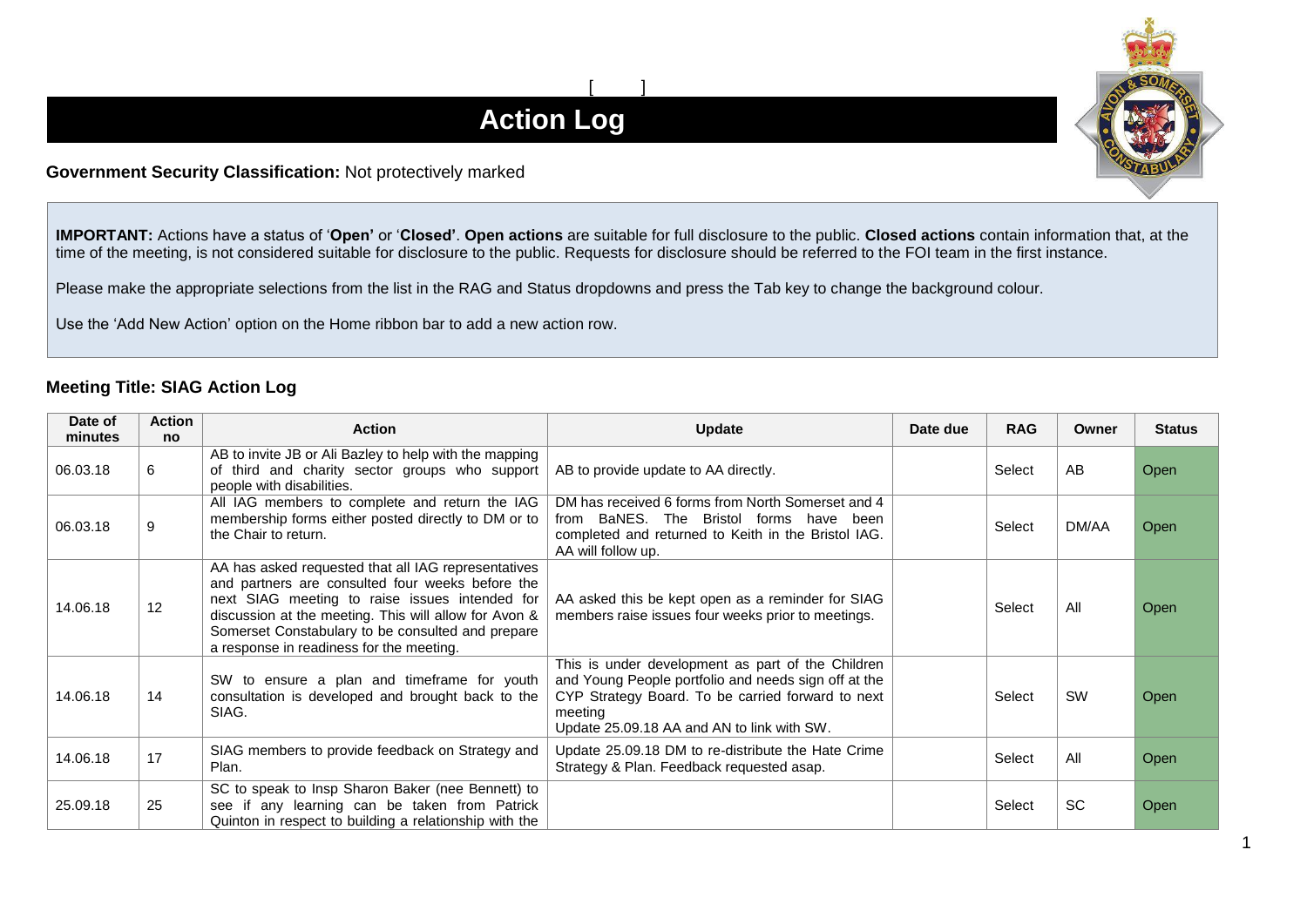[ ]

# Action Log

**Government Security Classification:** Not protectively marked

**IMPORTANT:** Actions have a status of '**Open**' or '**Closed**'. **Open actions** are suitable for full disclosure to the public. **Closed actions** contain information that, at the time of the meeting, is not considered suitable for disclosure to the public. Requests for disclosure should be referred to the FOI team in the first instance.

Please make the appropriate selections from the list in the RAG and Status dropdowns and press the Tab key to change the background colour.

Use the 'Add New Action' option on the Home ribbon bar to add a new action row.

### Meeting Title: SIAG Action Log

| Date of minutes | Action no | Action | Update | Date due | RAG | Owner | Status |
|---|---|---|---|---|---|---|---|
| 06.03.18 | 6 | AB to invite JB or Ali Bazley to help with the mapping of third and charity sector groups who support people with disabilities. | AB to provide update to AA directly. | | Select | AB | Open |
| 06.03.18 | 9 | All IAG members to complete and return the IAG membership forms either posted directly to DM or to the Chair to return. | DM has received 6 forms from North Somerset and 4 from BaNES. The Bristol forms have been completed and returned to Keith in the Bristol IAG. AA will follow up. | | Select | DM/AA | Open |
| 14.06.18 | 12 | AA has asked requested that all IAG representatives and partners are consulted four weeks before the next SIAG meeting to raise issues intended for discussion at the meeting. This will allow for Avon & Somerset Constabulary to be consulted and prepare a response in readiness for the meeting. | AA asked this be kept open as a reminder for SIAG members raise issues four weeks prior to meetings. | | Select | All | Open |
| 14.06.18 | 14 | SW to ensure a plan and timeframe for youth consultation is developed and brought back to the SIAG. | This is under development as part of the Children and Young People portfolio and needs sign off at the CYP Strategy Board. To be carried forward to next meeting<br>Update 25.09.18 AA and AN to link with SW. | | Select | SW | Open |
| 14.06.18 | 17 | SIAG members to provide feedback on Strategy and Plan. | Update 25.09.18 DM to re-distribute the Hate Crime Strategy & Plan. Feedback requested asap. | | Select | All | Open |
| 25.09.18 | 25 | SC to speak to Insp Sharon Baker (nee Bennett) to see if any learning can be taken from Patrick Quinton in respect to building a relationship with the | | | Select | SC | Open |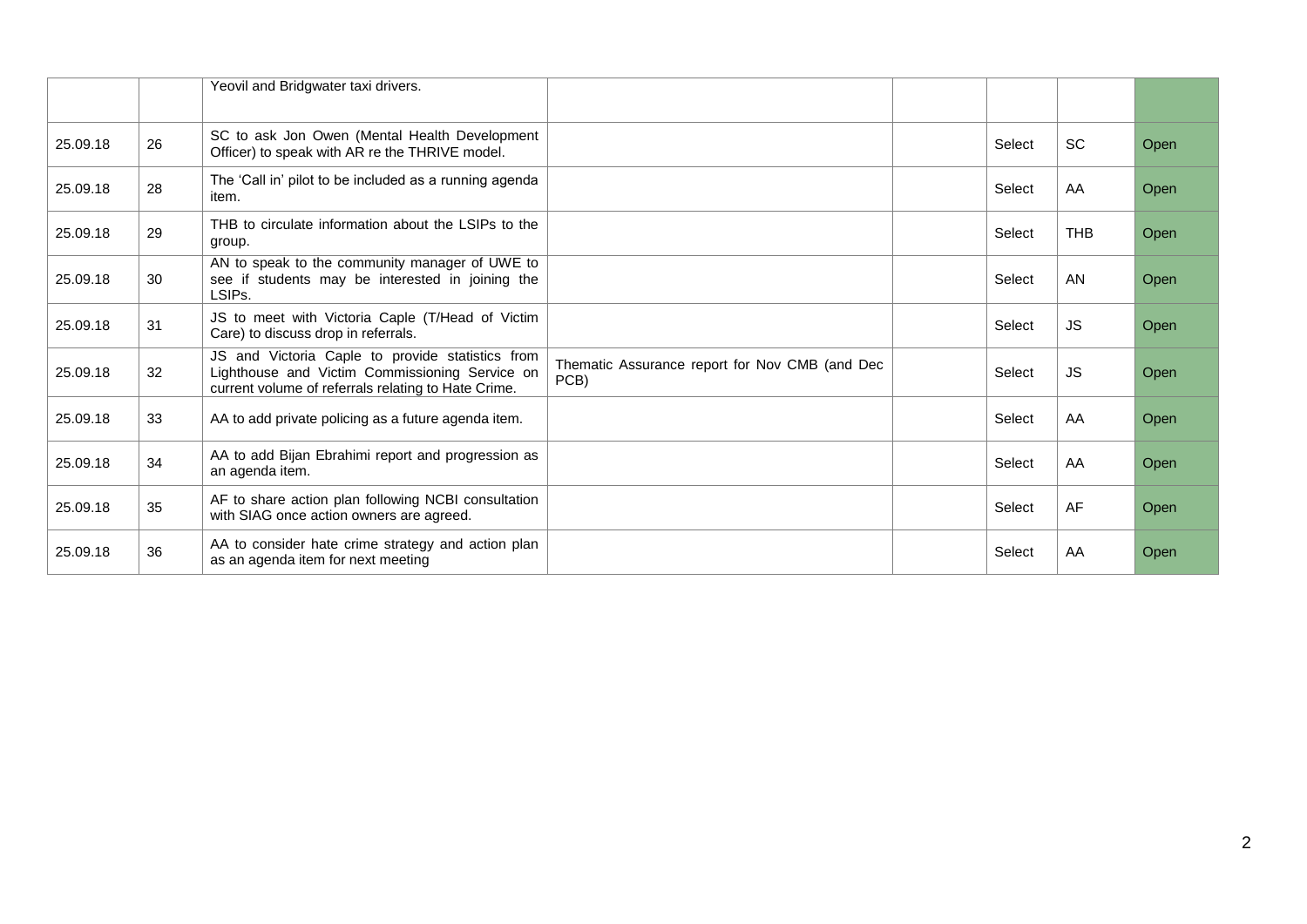| | | | | | | | |
|---|---|---|---|---|---|---|---|
| | | Yeovil and Bridgwater taxi drivers. | | | | | |
| 25.09.18 | 26 | SC to ask Jon Owen (Mental Health Development Officer) to speak with AR re the THRIVE model. | | | Select | SC | Open |
| 25.09.18 | 28 | The 'Call in' pilot to be included as a running agenda item. | | | Select | AA | Open |
| 25.09.18 | 29 | THB to circulate information about the LSIPs to the group. | | | Select | THB | Open |
| 25.09.18 | 30 | AN to speak to the community manager of UWE to see if students may be interested in joining the LSIPs. | | | Select | AN | Open |
| 25.09.18 | 31 | JS to meet with Victoria Caple (T/Head of Victim Care) to discuss drop in referrals. | | | Select | JS | Open |
| 25.09.18 | 32 | JS and Victoria Caple to provide statistics from Lighthouse and Victim Commissioning Service on current volume of referrals relating to Hate Crime. | Thematic Assurance report for Nov CMB (and Dec PCB) | | Select | JS | Open |
| 25.09.18 | 33 | AA to add private policing as a future agenda item. | | | Select | AA | Open |
| 25.09.18 | 34 | AA to add Bijan Ebrahimi report and progression as an agenda item. | | | Select | AA | Open |
| 25.09.18 | 35 | AF to share action plan following NCBI consultation with SIAG once action owners are agreed. | | | Select | AF | Open |
| 25.09.18 | 36 | AA to consider hate crime strategy and action plan as an agenda item for next meeting | | | Select | AA | Open |